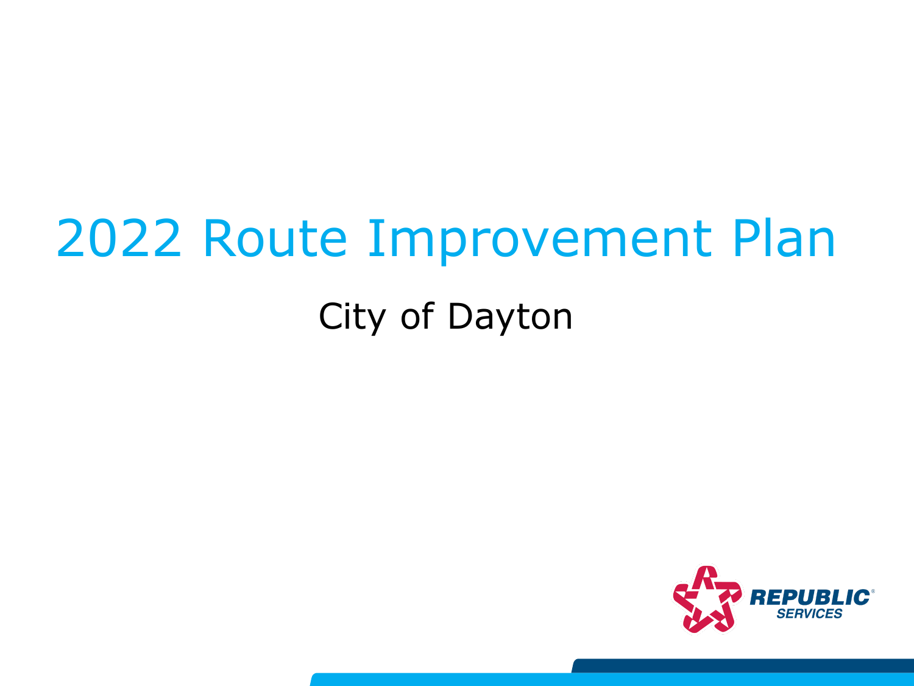# 2022 Route Improvement Plan

## City of Dayton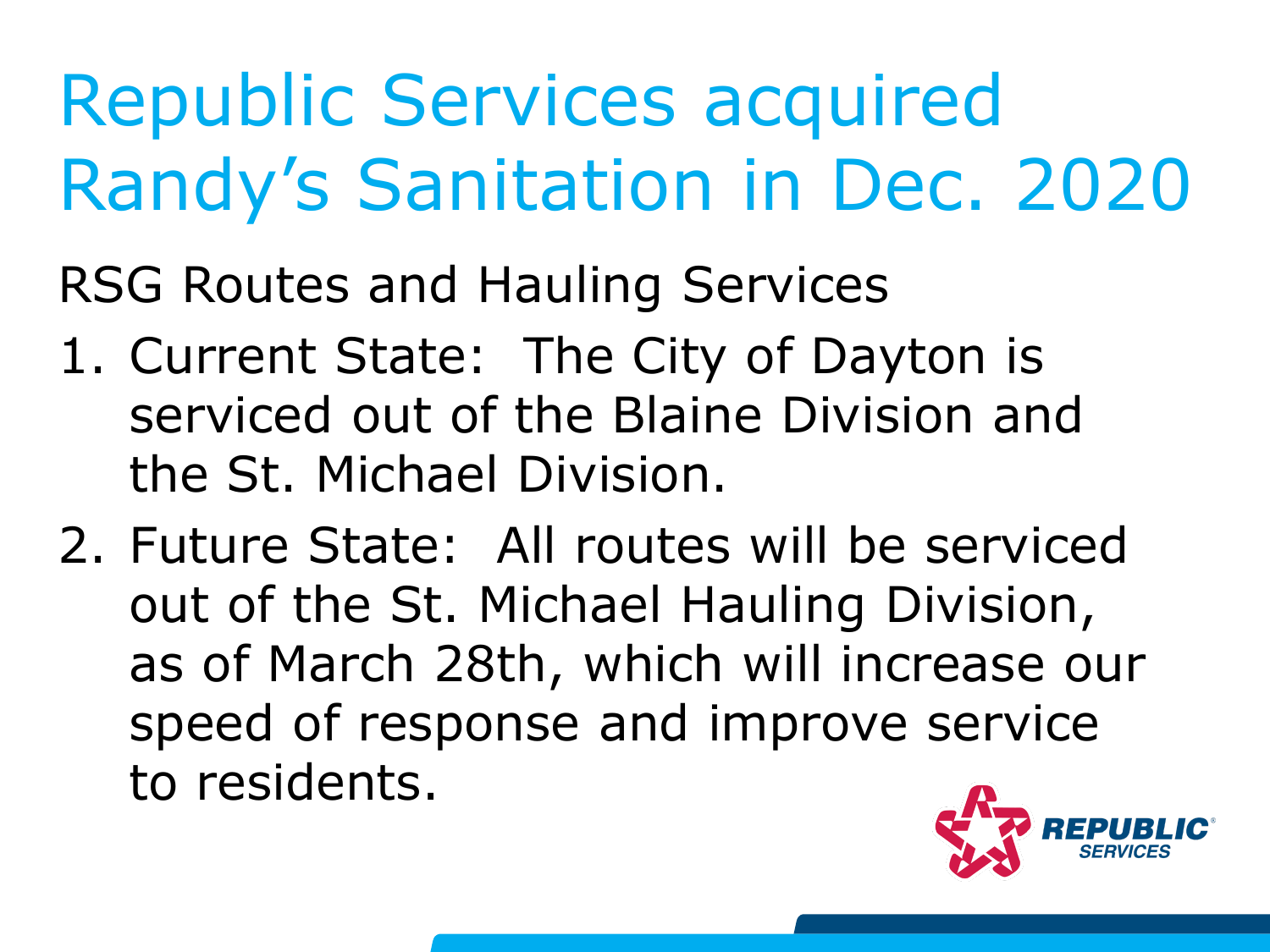# Republic Services acquired Randy's Sanitation in Dec. 2020

RSG Routes and Hauling Services

1. Current State: The City of Dayton is serviced out of the Blaine Division and the St. Michael Division.
2. Future State: All routes will be serviced out of the St. Michael Hauling Division, as of March 28th, which will increase our speed of response and improve service to residents.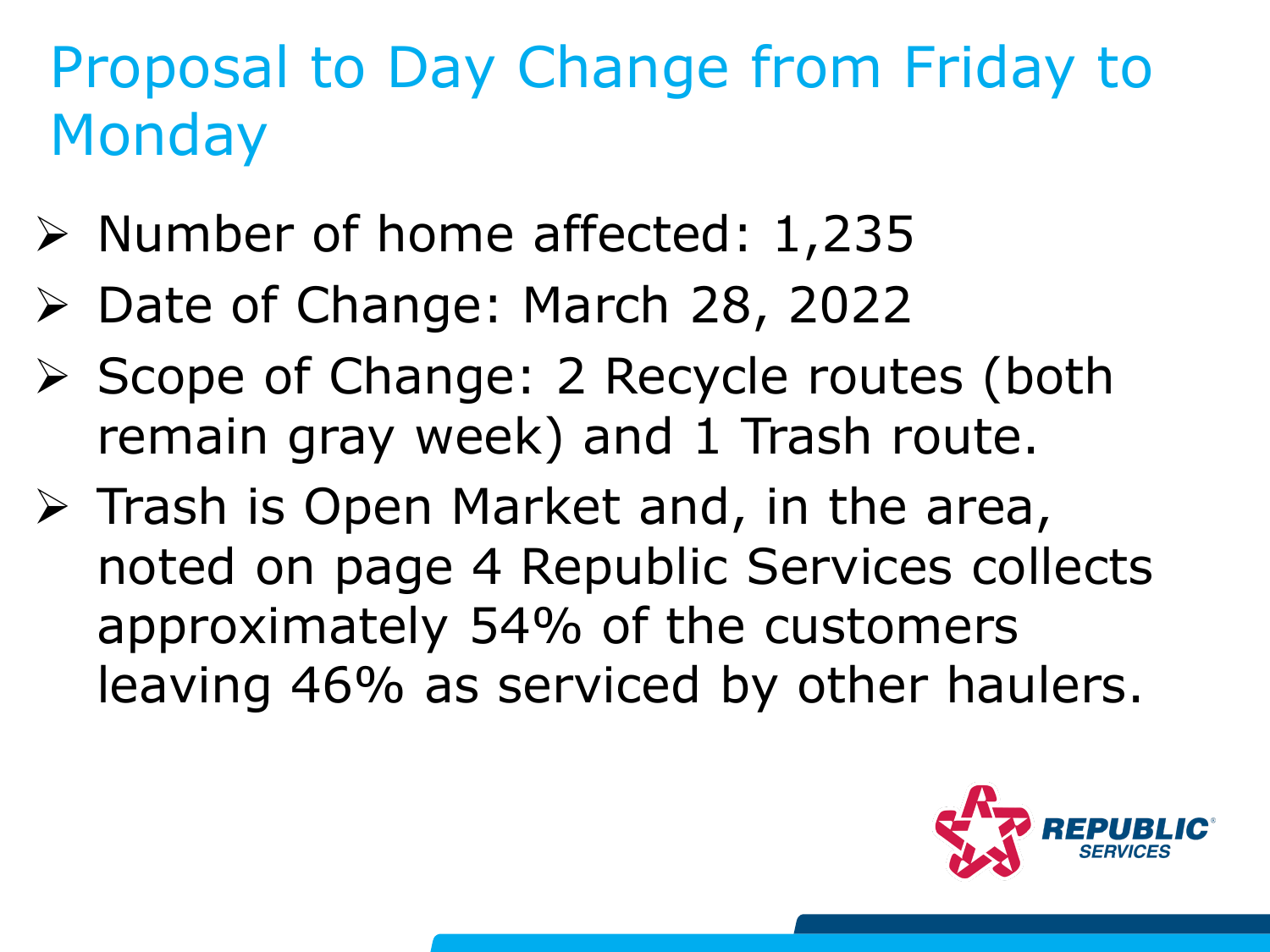# Proposal to Day Change from Friday to Monday

- Number of home affected: 1,235
- Date of Change: March 28, 2022
- Scope of Change: 2 Recycle routes (both remain gray week) and 1 Trash route.
- Trash is Open Market and, in the area, noted on page 4 Republic Services collects approximately 54% of the customers leaving 46% as serviced by other haulers.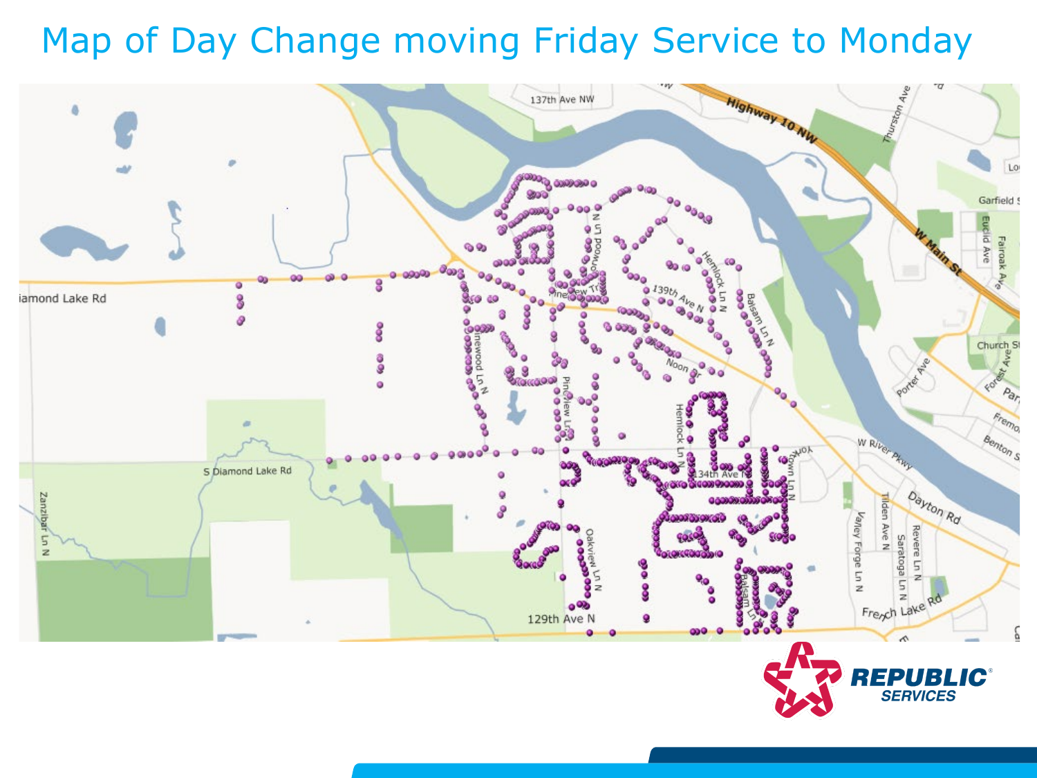# Map of Day Change moving Friday Service to Monday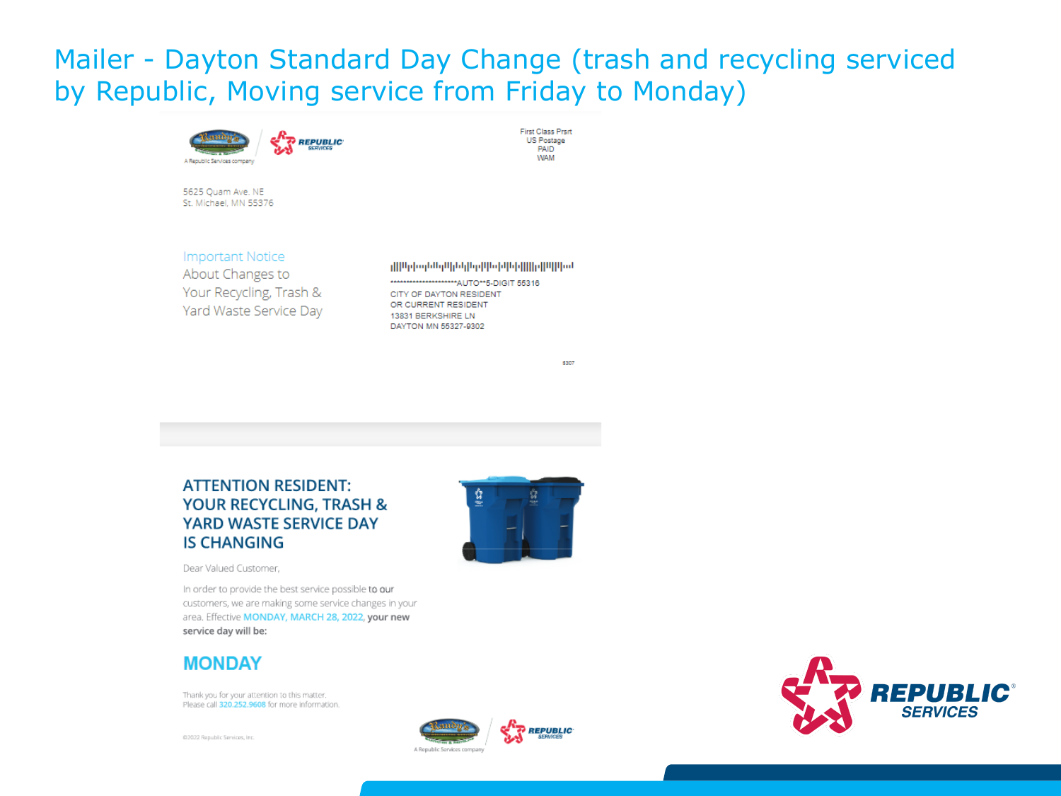# Mailer - Dayton Standard Day Change (trash and recycling serviced by Republic, Moving service from Friday to Monday)

A Republic Services company

5625 Quam Ave. NE
St. Michael, MN 55376

First Class Prsrt
US Postage
PAID
WAM

Important Notice
About Changes to
Your Recycling, Trash &
Yard Waste Service Day

********************AUTO**5-DIGIT 55316
CITY OF DAYTON RESIDENT
OR CURRENT RESIDENT
13831 BERKSHIRE LN
DAYTON MN 55327-9302

5307

## ATTENTION RESIDENT: YOUR RECYCLING, TRASH & YARD WASTE SERVICE DAY IS CHANGING

Dear Valued Customer,

In order to provide the best service possible to our customers, we are making some service changes in your area. Effective **MONDAY, MARCH 28, 2022,** **your new service day will be:**

## MONDAY

Thank you for your attention to this matter.
Please call 320.252.9608 for more information.

©2022 Republic Services, Inc.

A Republic Services company

REPUBLIC SERVICES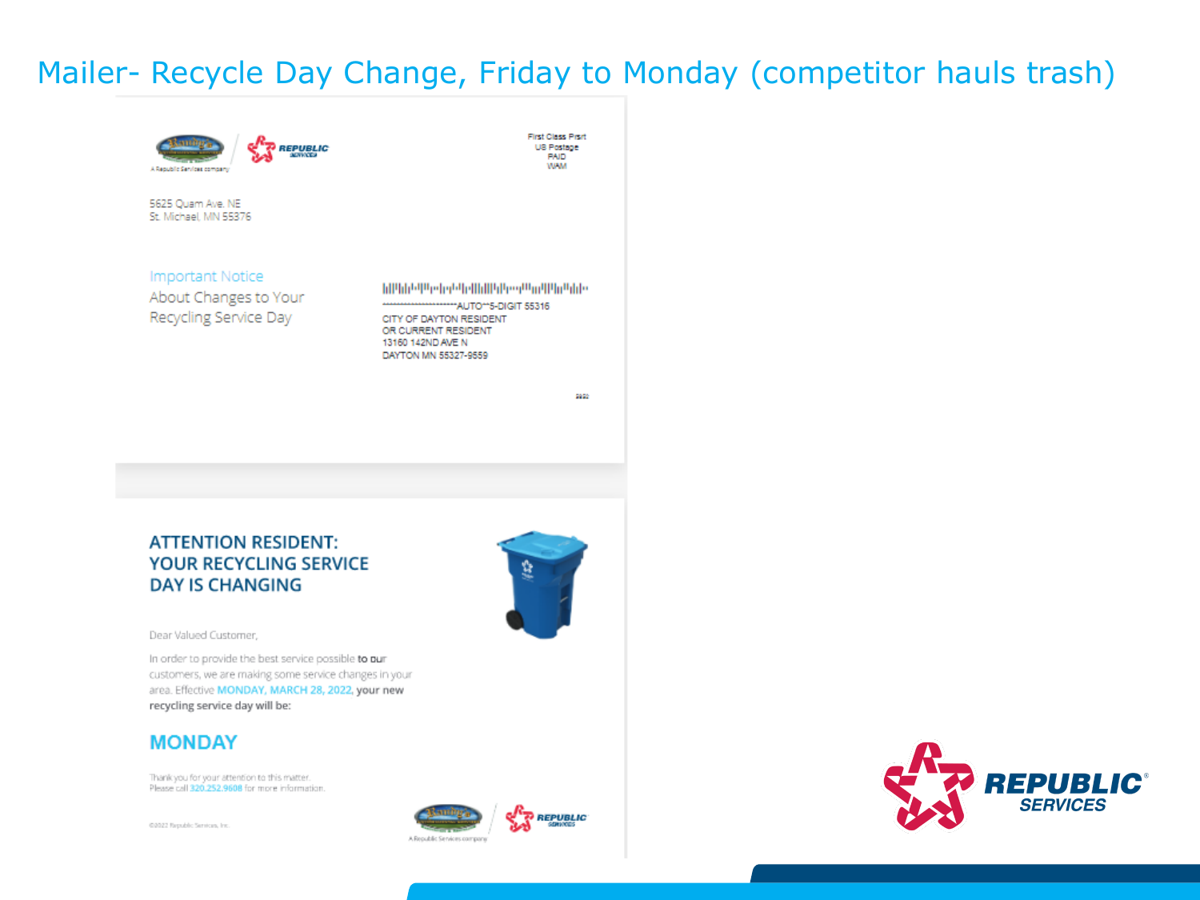# Mailer- Recycle Day Change, Friday to Monday (competitor hauls trash)

A Republic Services company

First Class Prsrt
US Postage
PAID
WAM

5625 Quam Ave. NE
St. Michael, MN 55376

Important Notice
About Changes to Your Recycling Service Day

\*\*\*\*\*\*\*\*\*\*\*\*\*\*\*\*\*\*\*\*\*\*AUTO\*\*5-DIGIT 55316
CITY OF DAYTON RESIDENT
OR CURRENT RESIDENT
13160 142ND AVE N
DAYTON MN 55327-9559

## ATTENTION RESIDENT: YOUR RECYCLING SERVICE DAY IS CHANGING

Dear Valued Customer,

In order to provide the best service possible **to our** customers, we are making some service changes in your area. Effective **MONDAY, MARCH 28, 2022**, **your new recycling service day will be:**

## MONDAY

Thank you for your attention to this matter.
Please call 320.252.9608 for more information.

©2022 Republic Services, Inc.

A Republic Services company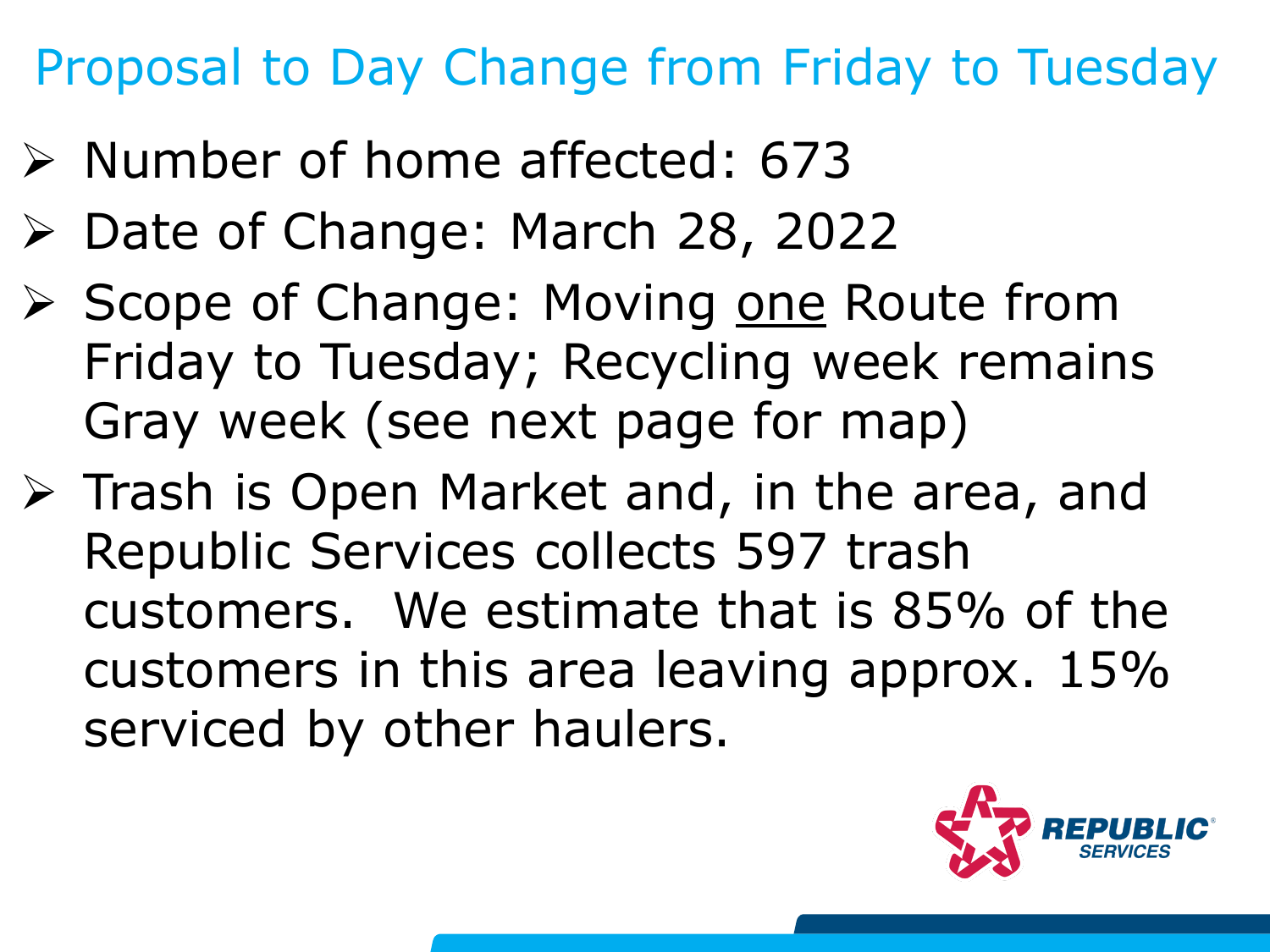# Proposal to Day Change from Friday to Tuesday

- Number of home affected: 673
- Date of Change: March 28, 2022
- Scope of Change: Moving <u>one</u> Route from Friday to Tuesday; Recycling week remains Gray week (see next page for map)
- Trash is Open Market and, in the area, and Republic Services collects 597 trash customers. We estimate that is 85% of the customers in this area leaving approx. 15% serviced by other haulers.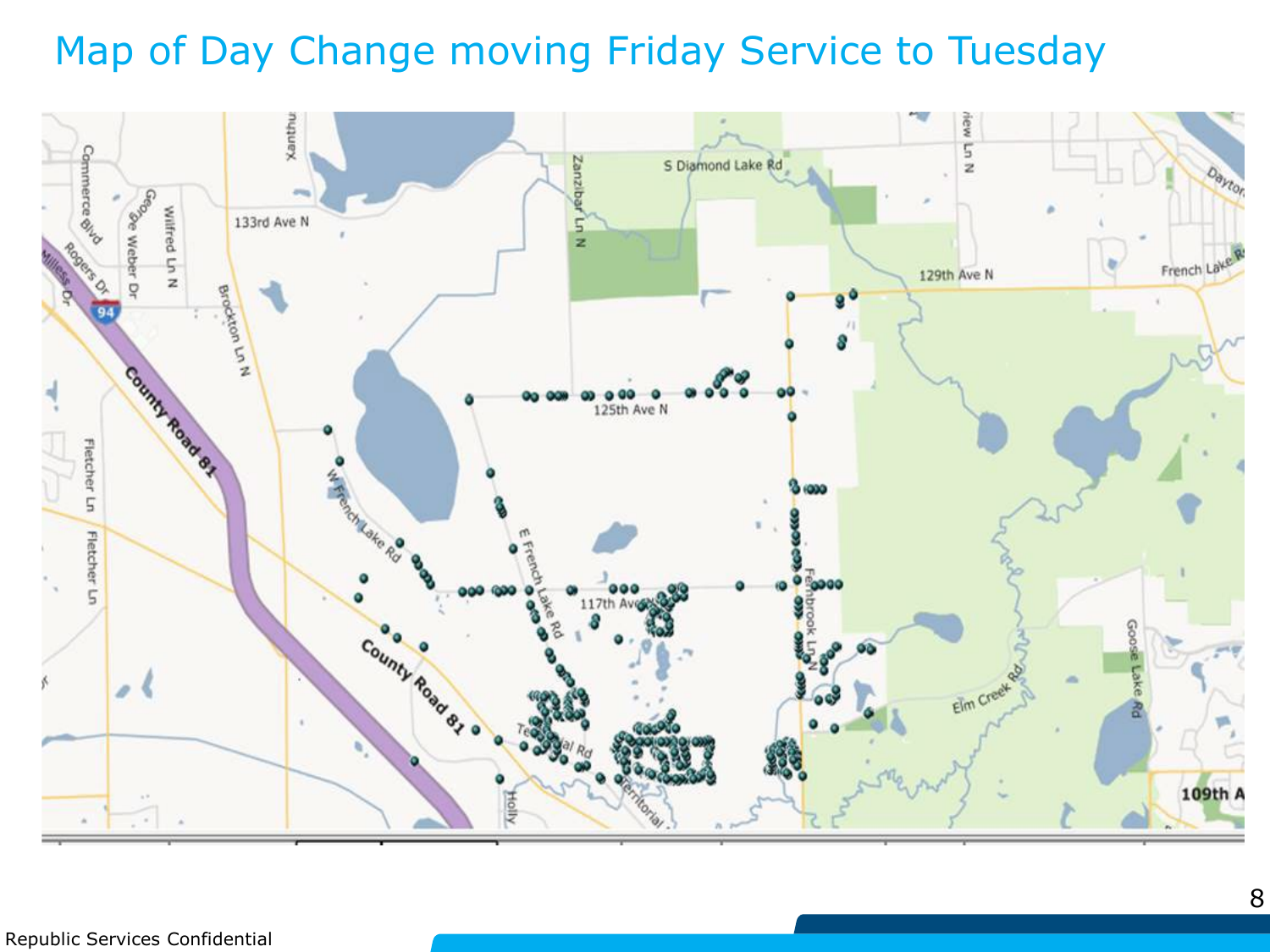# Map of Day Change moving Friday Service to Tuesday

Republic Services Confidential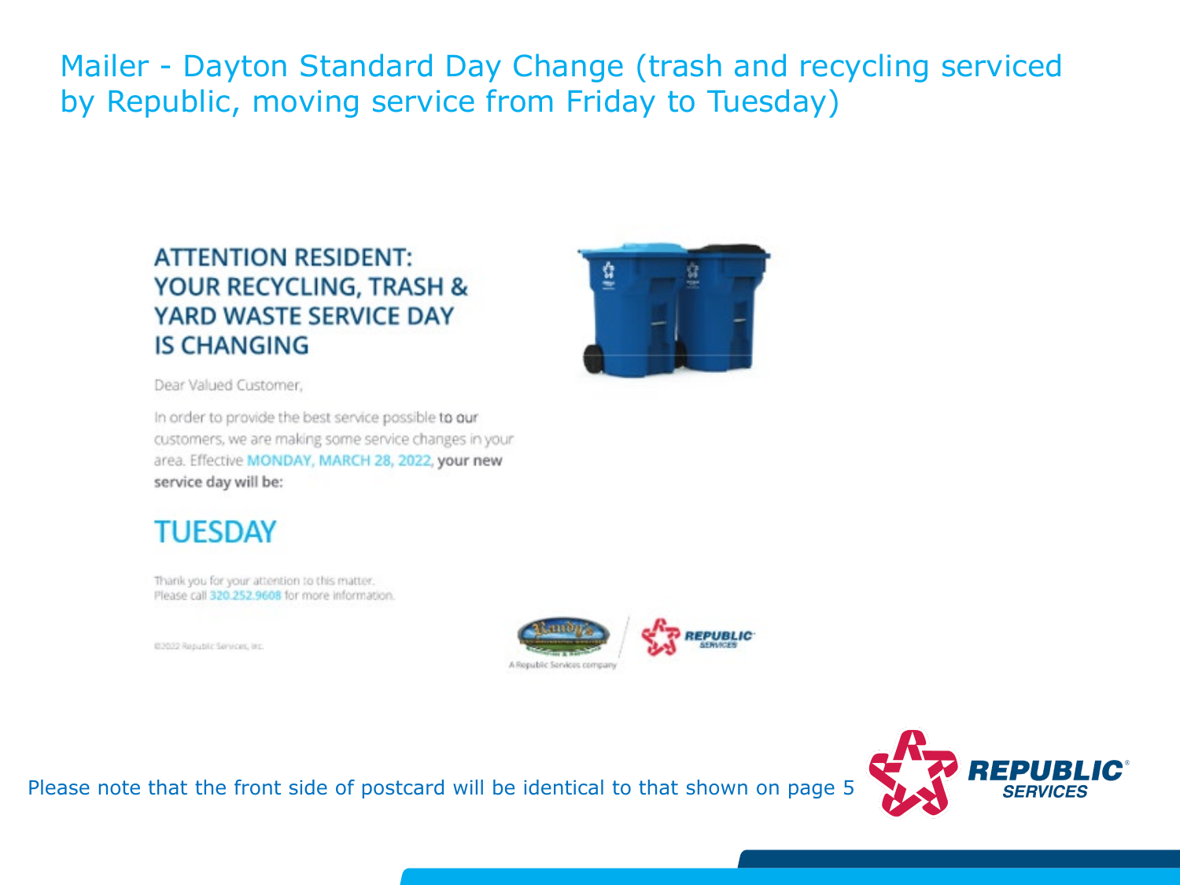# Mailer - Dayton Standard Day Change (trash and recycling serviced by Republic, moving service from Friday to Tuesday)

## ATTENTION RESIDENT: YOUR RECYCLING, TRASH & YARD WASTE SERVICE DAY IS CHANGING

Dear Valued Customer,

In order to provide the best service possible to our customers, we are making some service changes in your area. Effective **MONDAY, MARCH 28, 2022**, **your new service day will be:**

## TUESDAY

Thank you for your attention to this matter.
Please call 320.252.9608 for more information.

©2022 Republic Services, Inc.

Randy's — A Republic Services company | REPUBLIC SERVICES

Please note that the front side of postcard will be identical to that shown on page 5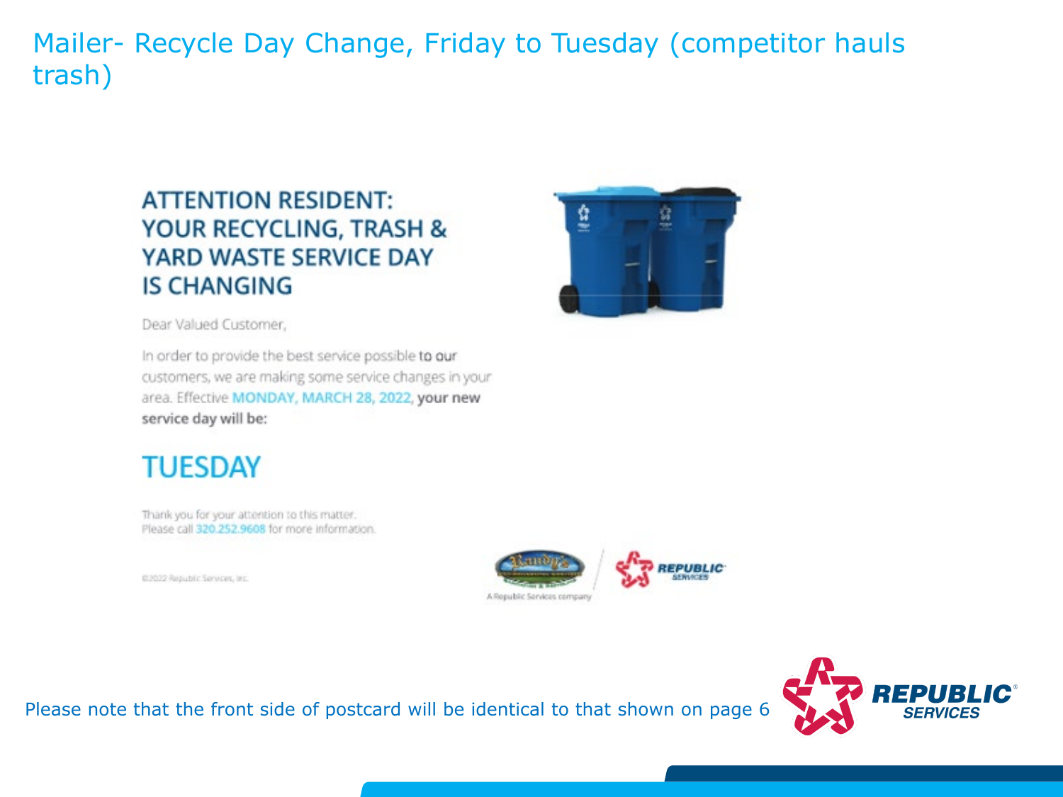# Mailer- Recycle Day Change, Friday to Tuesday (competitor hauls trash)

## ATTENTION RESIDENT: YOUR RECYCLING, TRASH & YARD WASTE SERVICE DAY IS CHANGING

Dear Valued Customer,

In order to provide the best service possible to our customers, we are making some service changes in your area. Effective **MONDAY, MARCH 28, 2022**, **your new service day will be:**

## TUESDAY

Thank you for your attention to this matter.
Please call 320.252.9608 for more information.

©2022 Republic Services, Inc.

A Republic Services company

Please note that the front side of postcard will be identical to that shown on page 6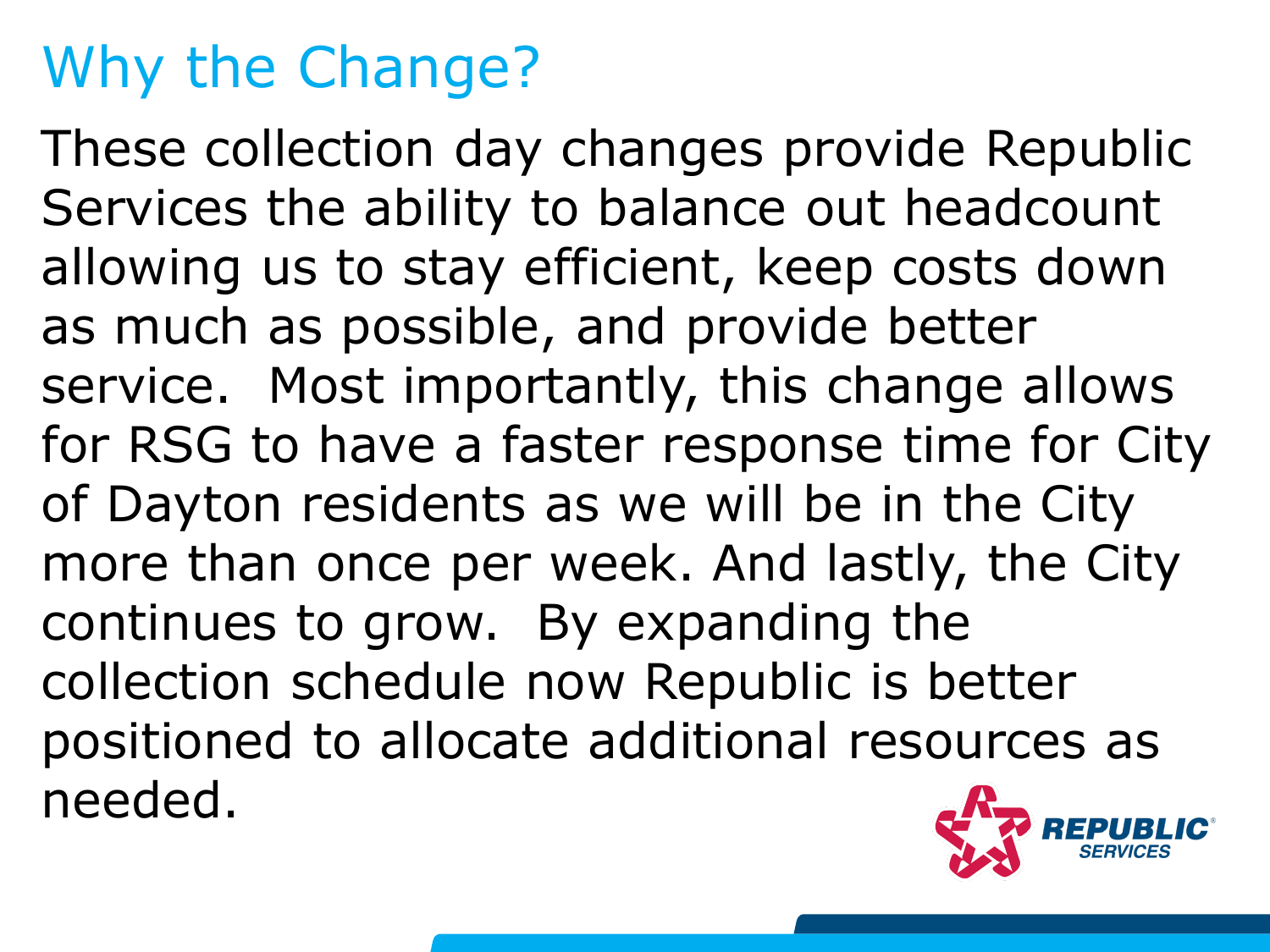# Why the Change?

These collection day changes provide Republic Services the ability to balance out headcount allowing us to stay efficient, keep costs down as much as possible, and provide better service. Most importantly, this change allows for RSG to have a faster response time for City of Dayton residents as we will be in the City more than once per week. And lastly, the City continues to grow. By expanding the collection schedule now Republic is better positioned to allocate additional resources as needed.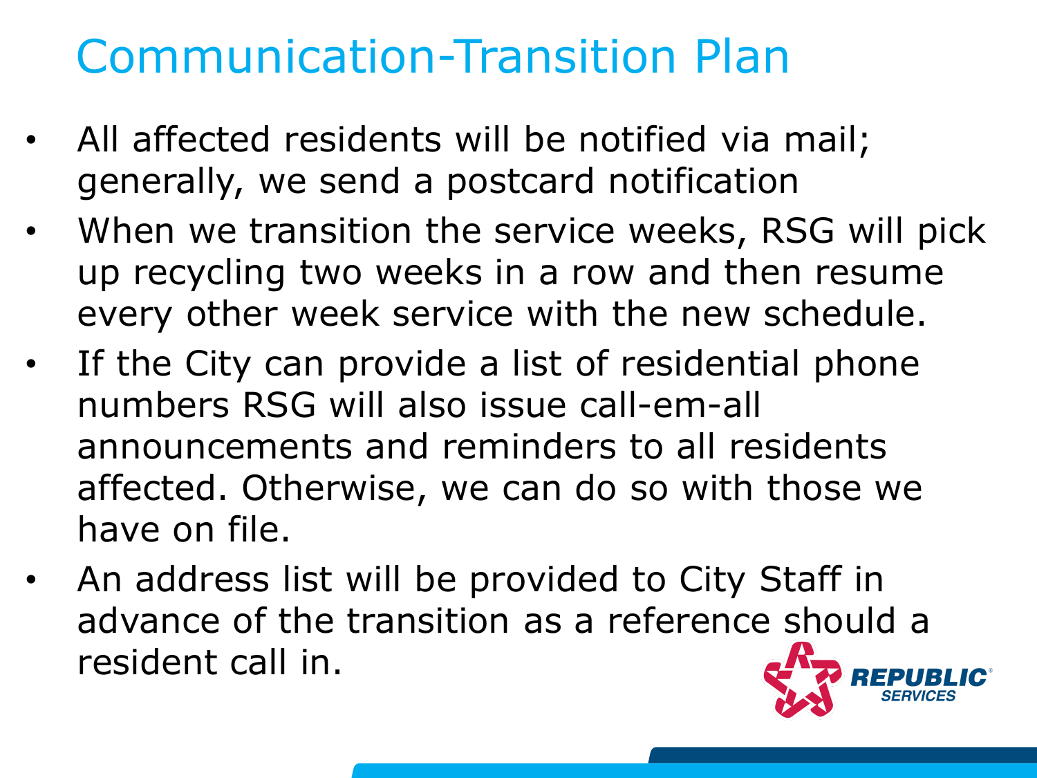# Communication-Transition Plan

- All affected residents will be notified via mail; generally, we send a postcard notification
- When we transition the service weeks, RSG will pick up recycling two weeks in a row and then resume every other week service with the new schedule.
- If the City can provide a list of residential phone numbers RSG will also issue call-em-all announcements and reminders to all residents affected. Otherwise, we can do so with those we have on file.
- An address list will be provided to City Staff in advance of the transition as a reference should a resident call in.

REPUBLIC SERVICES